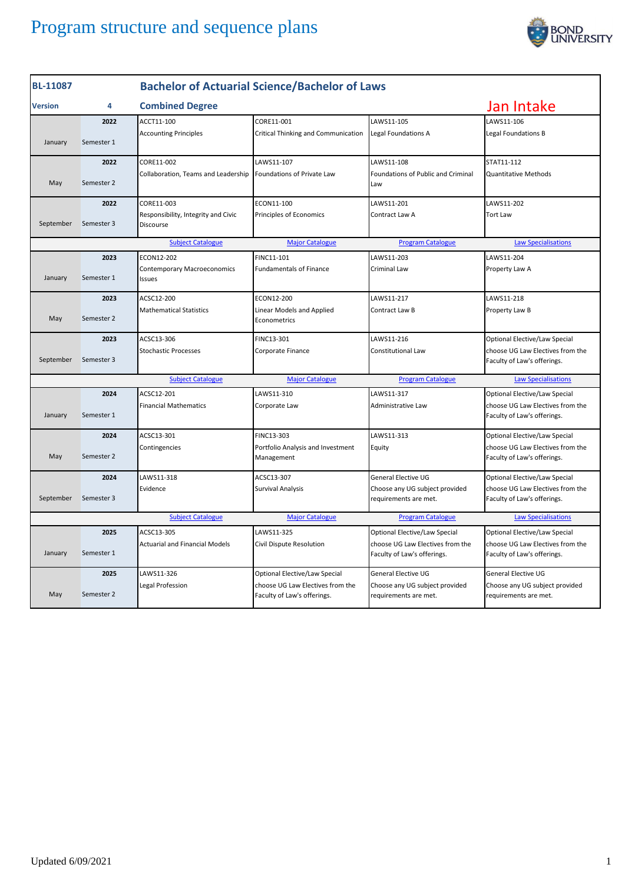# Program structure and sequence plans

| BL-11087 | | Bachelor of Actuarial Science/Bachelor of Laws | | | |
|---|---|---|---|---|---|
| Version | 4 | Combined Degree | | | Jan Intake |
| January | 2022 Semester 1 | ACCT11-100 Accounting Principles | CORE11-001 Critical Thinking and Communication | LAWS11-105 Legal Foundations A | LAWS11-106 Legal Foundations B |
| May | 2022 Semester 2 | CORE11-002 Collaboration, Teams and Leadership | LAWS11-107 Foundations of Private Law | LAWS11-108 Foundations of Public and Criminal Law | STAT11-112 Quantitative Methods |
| September | 2022 Semester 3 | CORE11-003 Responsibility, Integrity and Civic Discourse | ECON11-100 Principles of Economics | LAWS11-201 Contract Law A | LAWS11-202 Tort Law |
| | | Subject Catalogue | Major Catalogue | Program Catalogue | Law Specialisations |
| January | 2023 Semester 1 | ECON12-202 Contemporary Macroeconomics Issues | FINC11-101 Fundamentals of Finance | LAWS11-203 Criminal Law | LAWS11-204 Property Law A |
| May | 2023 Semester 2 | ACSC12-200 Mathematical Statistics | ECON12-200 Linear Models and Applied Econometrics | LAWS11-217 Contract Law B | LAWS11-218 Property Law B |
| September | 2023 Semester 3 | ACSC13-306 Stochastic Processes | FINC13-301 Corporate Finance | LAWS11-216 Constitutional Law | Optional Elective/Law Special choose UG Law Electives from the Faculty of Law's offerings. |
| | | Subject Catalogue | Major Catalogue | Program Catalogue | Law Specialisations |
| January | 2024 Semester 1 | ACSC12-201 Financial Mathematics | LAWS11-310 Corporate Law | LAWS11-317 Administrative Law | Optional Elective/Law Special choose UG Law Electives from the Faculty of Law's offerings. |
| May | 2024 Semester 2 | ACSC13-301 Contingencies | FINC13-303 Portfolio Analysis and Investment Management | LAWS11-313 Equity | Optional Elective/Law Special choose UG Law Electives from the Faculty of Law's offerings. |
| September | 2024 Semester 3 | LAWS11-318 Evidence | ACSC13-307 Survival Analysis | General Elective UG Choose any UG subject provided requirements are met. | Optional Elective/Law Special choose UG Law Electives from the Faculty of Law's offerings. |
| | | Subject Catalogue | Major Catalogue | Program Catalogue | Law Specialisations |
| January | 2025 Semester 1 | ACSC13-305 Actuarial and Financial Models | LAWS11-325 Civil Dispute Resolution | Optional Elective/Law Special choose UG Law Electives from the Faculty of Law's offerings. | Optional Elective/Law Special choose UG Law Electives from the Faculty of Law's offerings. |
| May | 2025 Semester 2 | LAWS11-326 Legal Profession | Optional Elective/Law Special choose UG Law Electives from the Faculty of Law's offerings. | General Elective UG Choose any UG subject provided requirements are met. | General Elective UG Choose any UG subject provided requirements are met. |

Updated 6/09/2021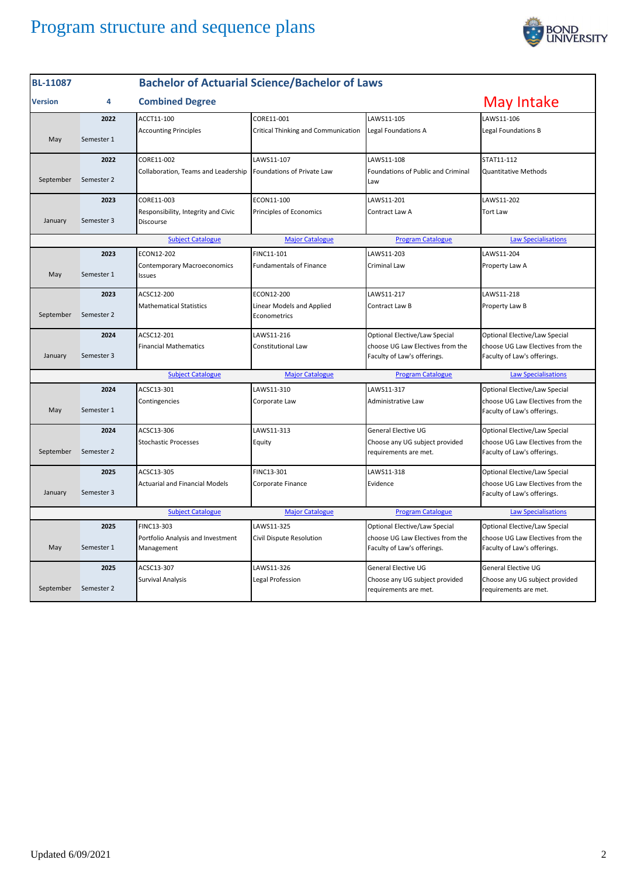# Program structure and sequence plans

| BL-11087 | | Bachelor of Actuarial Science/Bachelor of Laws | | | |
|---|---|---|---|---|---|
| **Version** | **4** | **Combined Degree** | | | May Intake |
| May | 2022 Semester 1 | ACCT11-100 Accounting Principles | CORE11-001 Critical Thinking and Communication | LAWS11-105 Legal Foundations A | LAWS11-106 Legal Foundations B |
| September | 2022 Semester 2 | CORE11-002 Collaboration, Teams and Leadership | LAWS11-107 Foundations of Private Law | LAWS11-108 Foundations of Public and Criminal Law | STAT11-112 Quantitative Methods |
| January | 2023 Semester 3 | CORE11-003 Responsibility, Integrity and Civic Discourse | ECON11-100 Principles of Economics | LAWS11-201 Contract Law A | LAWS11-202 Tort Law |
| | | Subject Catalogue | Major Catalogue | Program Catalogue | Law Specialisations |
| May | 2023 Semester 1 | ECON12-202 Contemporary Macroeconomics Issues | FINC11-101 Fundamentals of Finance | LAWS11-203 Criminal Law | LAWS11-204 Property Law A |
| September | 2023 Semester 2 | ACSC12-200 Mathematical Statistics | ECON12-200 Linear Models and Applied Econometrics | LAWS11-217 Contract Law B | LAWS11-218 Property Law B |
| January | 2024 Semester 3 | ACSC12-201 Financial Mathematics | LAWS11-216 Constitutional Law | Optional Elective/Law Special choose UG Law Electives from the Faculty of Law's offerings. | Optional Elective/Law Special choose UG Law Electives from the Faculty of Law's offerings. |
| | | Subject Catalogue | Major Catalogue | Program Catalogue | Law Specialisations |
| May | 2024 Semester 1 | ACSC13-301 Contingencies | LAWS11-310 Corporate Law | LAWS11-317 Administrative Law | Optional Elective/Law Special choose UG Law Electives from the Faculty of Law's offerings. |
| September | 2024 Semester 2 | ACSC13-306 Stochastic Processes | LAWS11-313 Equity | General Elective UG Choose any UG subject provided requirements are met. | Optional Elective/Law Special choose UG Law Electives from the Faculty of Law's offerings. |
| January | 2025 Semester 3 | ACSC13-305 Actuarial and Financial Models | FINC13-301 Corporate Finance | LAWS11-318 Evidence | Optional Elective/Law Special choose UG Law Electives from the Faculty of Law's offerings. |
| | | Subject Catalogue | Major Catalogue | Program Catalogue | Law Specialisations |
| May | 2025 Semester 1 | FINC13-303 Portfolio Analysis and Investment Management | LAWS11-325 Civil Dispute Resolution | Optional Elective/Law Special choose UG Law Electives from the Faculty of Law's offerings. | Optional Elective/Law Special choose UG Law Electives from the Faculty of Law's offerings. |
| September | 2025 Semester 2 | ACSC13-307 Survival Analysis | LAWS11-326 Legal Profession | General Elective UG Choose any UG subject provided requirements are met. | General Elective UG Choose any UG subject provided requirements are met. |

Updated 6/09/2021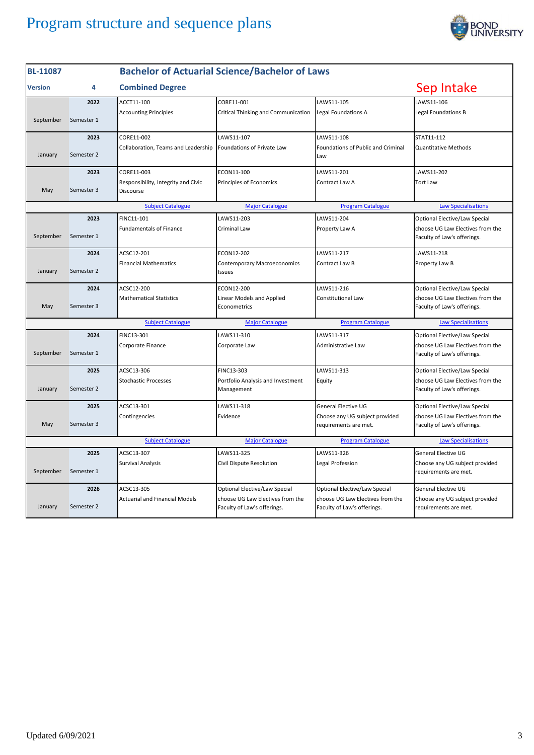# Program structure and sequence plans

| BL-11087 | | Bachelor of Actuarial Science/Bachelor of Laws | | | |
|---|---|---|---|---|---|
| **Version** | **4** | **Combined Degree** | | | **Sep Intake** |
| September | **2022** Semester 1 | ACCT11-100 Accounting Principles | CORE11-001 Critical Thinking and Communication | LAWS11-105 Legal Foundations A | LAWS11-106 Legal Foundations B |
| January | **2023** Semester 2 | CORE11-002 Collaboration, Teams and Leadership | LAWS11-107 Foundations of Private Law | LAWS11-108 Foundations of Public and Criminal Law | STAT11-112 Quantitative Methods |
| May | **2023** Semester 3 | CORE11-003 Responsibility, Integrity and Civic Discourse | ECON11-100 Principles of Economics | LAWS11-201 Contract Law A | LAWS11-202 Tort Law |
| | | Subject Catalogue | Major Catalogue | Program Catalogue | Law Specialisations |
| September | **2023** Semester 1 | FINC11-101 Fundamentals of Finance | LAWS11-203 Criminal Law | LAWS11-204 Property Law A | Optional Elective/Law Special choose UG Law Electives from the Faculty of Law's offerings. |
| January | **2024** Semester 2 | ACSC12-201 Financial Mathematics | ECON12-202 Contemporary Macroeconomics Issues | LAWS11-217 Contract Law B | LAWS11-218 Property Law B |
| May | **2024** Semester 3 | ACSC12-200 Mathematical Statistics | ECON12-200 Linear Models and Applied Econometrics | LAWS11-216 Constitutional Law | Optional Elective/Law Special choose UG Law Electives from the Faculty of Law's offerings. |
| | | Subject Catalogue | Major Catalogue | Program Catalogue | Law Specialisations |
| September | **2024** Semester 1 | FINC13-301 Corporate Finance | LAWS11-310 Corporate Law | LAWS11-317 Administrative Law | Optional Elective/Law Special choose UG Law Electives from the Faculty of Law's offerings. |
| January | **2025** Semester 2 | ACSC13-306 Stochastic Processes | FINC13-303 Portfolio Analysis and Investment Management | LAWS11-313 Equity | Optional Elective/Law Special choose UG Law Electives from the Faculty of Law's offerings. |
| May | **2025** Semester 3 | ACSC13-301 Contingencies | LAWS11-318 Evidence | General Elective UG Choose any UG subject provided requirements are met. | Optional Elective/Law Special choose UG Law Electives from the Faculty of Law's offerings. |
| | | Subject Catalogue | Major Catalogue | Program Catalogue | Law Specialisations |
| September | **2025** Semester 1 | ACSC13-307 Survival Analysis | LAWS11-325 Civil Dispute Resolution | LAWS11-326 Legal Profession | General Elective UG Choose any UG subject provided requirements are met. |
| January | **2026** Semester 2 | ACSC13-305 Actuarial and Financial Models | Optional Elective/Law Special choose UG Law Electives from the Faculty of Law's offerings. | Optional Elective/Law Special choose UG Law Electives from the Faculty of Law's offerings. | General Elective UG Choose any UG subject provided requirements are met. |

Updated 6/09/2021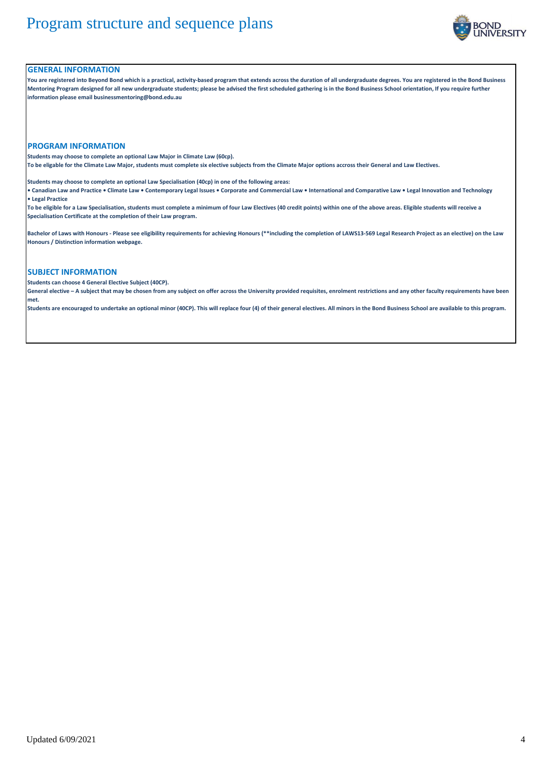# Program structure and sequence plans

## GENERAL INFORMATION

**You are registered into Beyond Bond which is a practical, activity-based program that extends across the duration of all undergraduate degrees. You are registered in the Bond Business Mentoring Program designed for all new undergraduate students; please be advised the first scheduled gathering is in the Bond Business School orientation, If you require further information please email businessmentoring@bond.edu.au**

## PROGRAM INFORMATION

**Students may choose to complete an optional Law Major in Climate Law (60cp).**
**To be eligable for the Climate Law Major, students must complete six elective subjects from the Climate Major options accross their General and Law Electives.**

**Students may choose to complete an optional Law Specialisation (40cp) in one of the following areas:**
**• Canadian Law and Practice • Climate Law • Contemporary Legal Issues • Corporate and Commercial Law • International and Comparative Law • Legal Innovation and Technology • Legal Practice**
**To be eligible for a Law Specialisation, students must complete a minimum of four Law Electives (40 credit points) within one of the above areas. Eligible students will receive a Specialisation Certificate at the completion of their Law program.**

**Bachelor of Laws with Honours - Please see eligibility requirements for achieving Honours (**including the completion of LAWS13-569 Legal Research Project as an elective) on the Law Honours / Distinction information webpage.**

## SUBJECT INFORMATION

**Students can choose 4 General Elective Subject (40CP).**
**General elective – A subject that may be chosen from any subject on offer across the University provided requisites, enrolment restrictions and any other faculty requirements have been met.**
**Students are encouraged to undertake an optional minor (40CP). This will replace four (4) of their general electives. All minors in the Bond Business School are available to this program.**

Updated 6/09/2021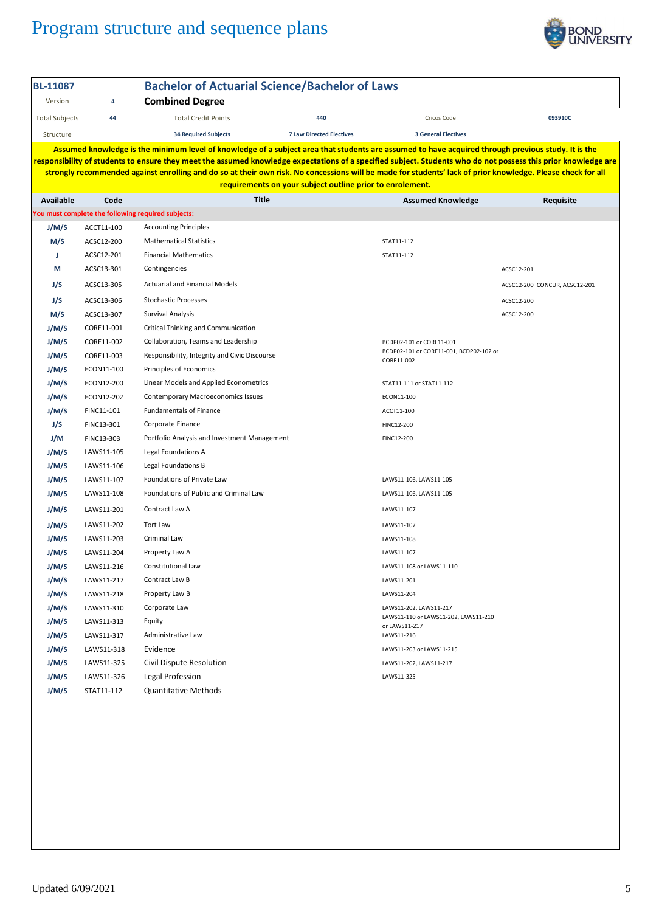# Program structure and sequence plans

| BL-11087 | | Bachelor of Actuarial Science/Bachelor of Laws | | | |
|---|---|---|---|---|---|
| Version | 4 | Combined Degree | | | |
| Total Subjects | 44 | Total Credit Points | 440 | Cricos Code | 093910C |
| Structure | | 34 Required Subjects | 7 Law Directed Electives | 3 General Electives | |

**Assumed knowledge is the minimum level of knowledge of a subject area that students are assumed to have acquired through previous study. It is the responsibility of students to ensure they meet the assumed knowledge expectations of a specified subject. Students who do not possess this prior knowledge are strongly recommended against enrolling and do so at their own risk. No concessions will be made for students' lack of prior knowledge. Please check for all requirements on your subject outline prior to enrolement.**

| Available | Code | Title | Assumed Knowledge | Requisite |
|---|---|---|---|---|
| **You must complete the following required subjects:** | | | | |
| J/M/S | ACCT11-100 | Accounting Principles | | |
| M/S | ACSC12-200 | Mathematical Statistics | STAT11-112 | |
| J | ACSC12-201 | Financial Mathematics | STAT11-112 | |
| M | ACSC13-301 | Contingencies | | ACSC12-201 |
| J/S | ACSC13-305 | Actuarial and Financial Models | | ACSC12-200_CONCUR, ACSC12-201 |
| J/S | ACSC13-306 | Stochastic Processes | | ACSC12-200 |
| M/S | ACSC13-307 | Survival Analysis | | ACSC12-200 |
| J/M/S | CORE11-001 | Critical Thinking and Communication | | |
| J/M/S | CORE11-002 | Collaboration, Teams and Leadership | BCDP02-101 or CORE11-001 | |
| J/M/S | CORE11-003 | Responsibility, Integrity and Civic Discourse | BCDP02-101 or CORE11-001, BCDP02-102 or CORE11-002 | |
| J/M/S | ECON11-100 | Principles of Economics | | |
| J/M/S | ECON12-200 | Linear Models and Applied Econometrics | STAT11-111 or STAT11-112 | |
| J/M/S | ECON12-202 | Contemporary Macroeconomics Issues | ECON11-100 | |
| J/M/S | FINC11-101 | Fundamentals of Finance | ACCT11-100 | |
| J/S | FINC13-301 | Corporate Finance | FINC12-200 | |
| J/M | FINC13-303 | Portfolio Analysis and Investment Management | FINC12-200 | |
| J/M/S | LAWS11-105 | Legal Foundations A | | |
| J/M/S | LAWS11-106 | Legal Foundations B | | |
| J/M/S | LAWS11-107 | Foundations of Private Law | LAWS11-106, LAWS11-105 | |
| J/M/S | LAWS11-108 | Foundations of Public and Criminal Law | LAWS11-106, LAWS11-105 | |
| J/M/S | LAWS11-201 | Contract Law A | LAWS11-107 | |
| J/M/S | LAWS11-202 | Tort Law | LAWS11-107 | |
| J/M/S | LAWS11-203 | Criminal Law | LAWS11-108 | |
| J/M/S | LAWS11-204 | Property Law A | LAWS11-107 | |
| J/M/S | LAWS11-216 | Constitutional Law | LAWS11-108 or LAWS11-110 | |
| J/M/S | LAWS11-217 | Contract Law B | LAWS11-201 | |
| J/M/S | LAWS11-218 | Property Law B | LAWS11-204 | |
| J/M/S | LAWS11-310 | Corporate Law | LAWS11-202, LAWS11-217 | |
| J/M/S | LAWS11-313 | Equity | LAWS11-110 or LAWS11-202, LAWS11-210 or LAWS11-217 | |
| J/M/S | LAWS11-317 | Administrative Law | LAWS11-216 | |
| J/M/S | LAWS11-318 | Evidence | LAWS11-203 or LAWS11-215 | |
| J/M/S | LAWS11-325 | Civil Dispute Resolution | LAWS11-202, LAWS11-217 | |
| J/M/S | LAWS11-326 | Legal Profession | LAWS11-325 | |
| J/M/S | STAT11-112 | Quantitative Methods | | |

Updated 6/09/2021